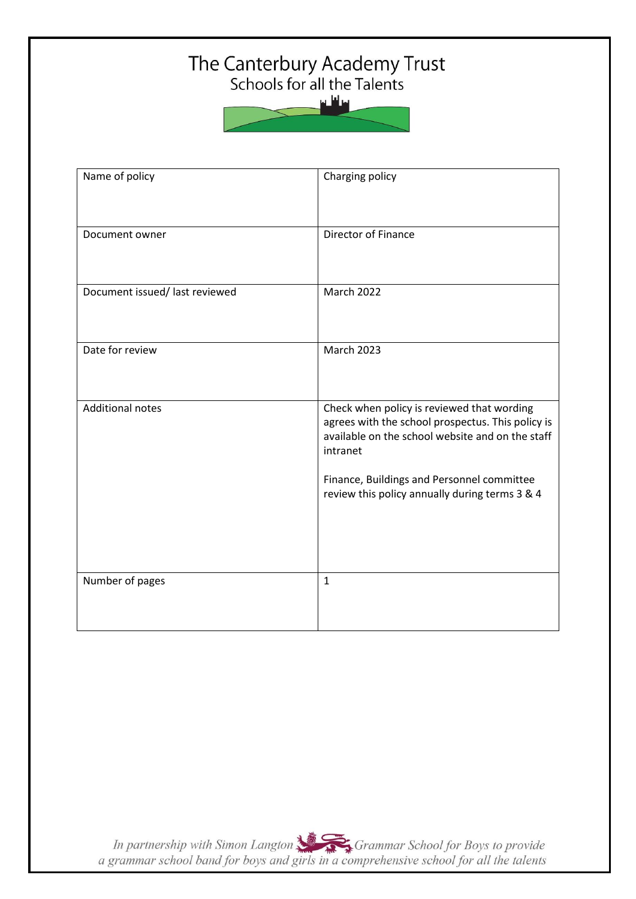# The Canterbury Academy Trust

Schools for all the Talents

| Name of policy | Charging policy |
| --- | --- |
| Document owner | Director of Finance |
| Document issued/ last reviewed | March 2022 |
| Date for review | March 2023 |
| Additional notes | Check when policy is reviewed that wording agrees with the school prospectus. This policy is available on the school website and on the staff intranet<br><br>Finance, Buildings and Personnel committee review this policy annually during terms 3 & 4 |
| Number of pages | 1 |

*In partnership with Simon Langton Grammar School for Boys to provide a grammar school band for boys and girls in a comprehensive school for all the talents*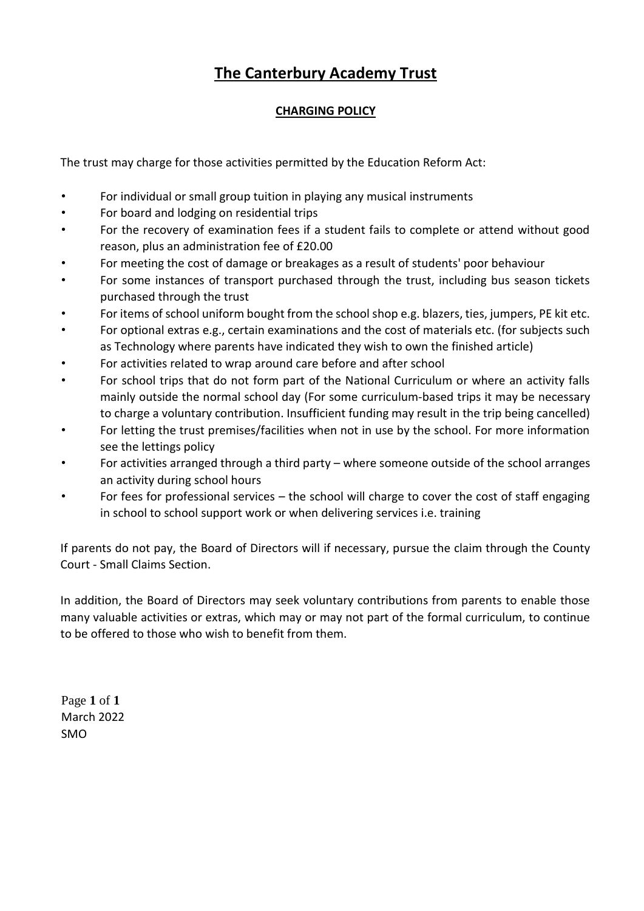# The Canterbury Academy Trust

## CHARGING POLICY

The trust may charge for those activities permitted by the Education Reform Act:

- For individual or small group tuition in playing any musical instruments
- For board and lodging on residential trips
- For the recovery of examination fees if a student fails to complete or attend without good reason, plus an administration fee of £20.00
- For meeting the cost of damage or breakages as a result of students' poor behaviour
- For some instances of transport purchased through the trust, including bus season tickets purchased through the trust
- For items of school uniform bought from the school shop e.g. blazers, ties, jumpers, PE kit etc.
- For optional extras e.g., certain examinations and the cost of materials etc. (for subjects such as Technology where parents have indicated they wish to own the finished article)
- For activities related to wrap around care before and after school
- For school trips that do not form part of the National Curriculum or where an activity falls mainly outside the normal school day (For some curriculum-based trips it may be necessary to charge a voluntary contribution. Insufficient funding may result in the trip being cancelled)
- For letting the trust premises/facilities when not in use by the school. For more information see the lettings policy
- For activities arranged through a third party – where someone outside of the school arranges an activity during school hours
- For fees for professional services – the school will charge to cover the cost of staff engaging in school to school support work or when delivering services i.e. training

If parents do not pay, the Board of Directors will if necessary, pursue the claim through the County Court - Small Claims Section.

In addition, the Board of Directors may seek voluntary contributions from parents to enable those many valuable activities or extras, which may or may not part of the formal curriculum, to continue to be offered to those who wish to benefit from them.

March 2022
SMO